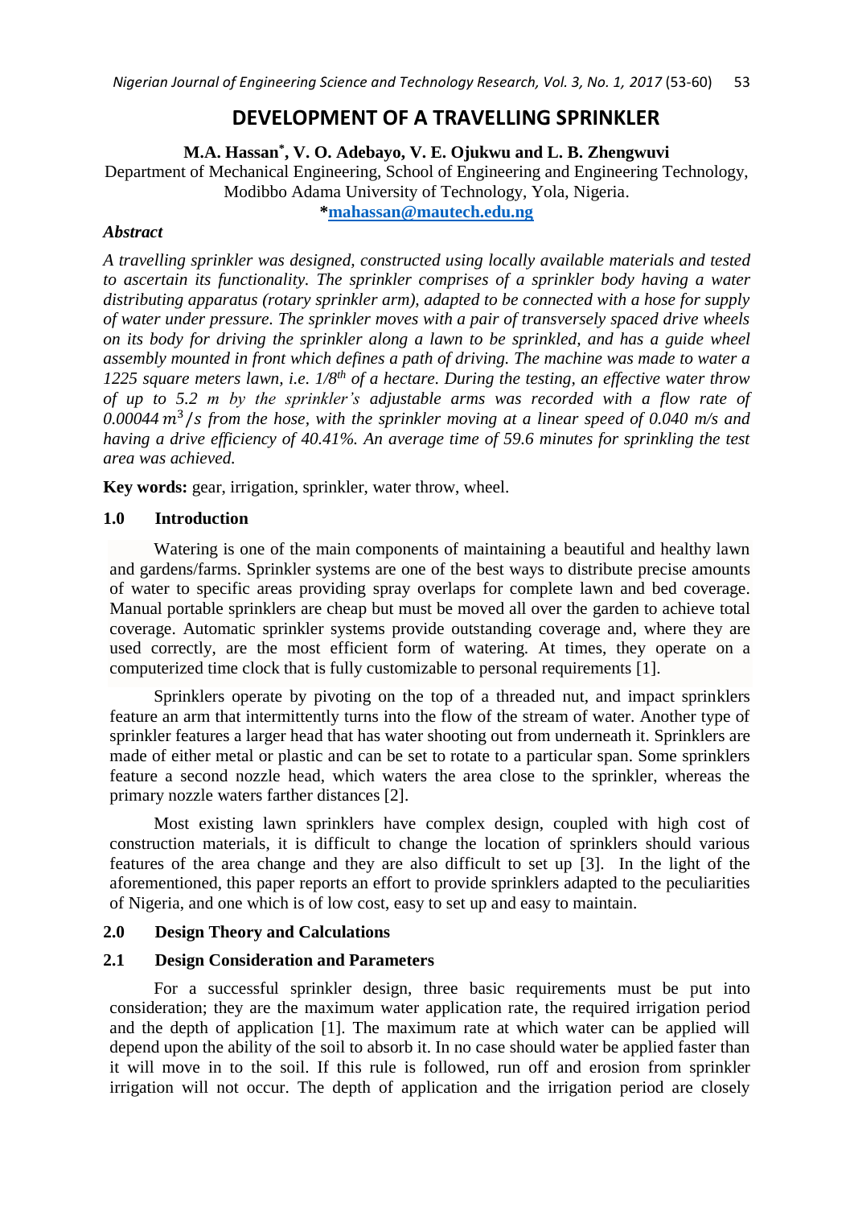# DEVELOPMENT OF A TRAVELLING SPRINKLER

**M.A. Hassan*, V. O. Adebayo, V. E. Ojukwu and L. B. Zhengwuvi**

Department of Mechanical Engineering, School of Engineering and Engineering Technology, Modibbo Adama University of Technology, Yola, Nigeria.

***mahassan@mautech.edu.ng**

***Abstract***

*A travelling sprinkler was designed, constructed using locally available materials and tested to ascertain its functionality. The sprinkler comprises of a sprinkler body having a water distributing apparatus (rotary sprinkler arm), adapted to be connected with a hose for supply of water under pressure. The sprinkler moves with a pair of transversely spaced drive wheels on its body for driving the sprinkler along a lawn to be sprinkled, and has a guide wheel assembly mounted in front which defines a path of driving. The machine was made to water a 1225 square meters lawn, i.e. 1/8th of a hectare. During the testing, an effective water throw of up to 5.2 m by the sprinkler's adjustable arms was recorded with a flow rate of 0.00044 $m^3/s$ from the hose, with the sprinkler moving at a linear speed of 0.040 m/s and having a drive efficiency of 40.41%. An average time of 59.6 minutes for sprinkling the test area was achieved.*

**Key words:** gear, irrigation, sprinkler, water throw, wheel.

## 1.0 Introduction

Watering is one of the main components of maintaining a beautiful and healthy lawn and gardens/farms. Sprinkler systems are one of the best ways to distribute precise amounts of water to specific areas providing spray overlaps for complete lawn and bed coverage. Manual portable sprinklers are cheap but must be moved all over the garden to achieve total coverage. Automatic sprinkler systems provide outstanding coverage and, where they are used correctly, are the most efficient form of watering. At times, they operate on a computerized time clock that is fully customizable to personal requirements [1].

Sprinklers operate by pivoting on the top of a threaded nut, and impact sprinklers feature an arm that intermittently turns into the flow of the stream of water. Another type of sprinkler features a larger head that has water shooting out from underneath it. Sprinklers are made of either metal or plastic and can be set to rotate to a particular span. Some sprinklers feature a second nozzle head, which waters the area close to the sprinkler, whereas the primary nozzle waters farther distances [2].

Most existing lawn sprinklers have complex design, coupled with high cost of construction materials, it is difficult to change the location of sprinklers should various features of the area change and they are also difficult to set up [3]. In the light of the aforementioned, this paper reports an effort to provide sprinklers adapted to the peculiarities of Nigeria, and one which is of low cost, easy to set up and easy to maintain.

## 2.0 Design Theory and Calculations

### 2.1 Design Consideration and Parameters

For a successful sprinkler design, three basic requirements must be put into consideration; they are the maximum water application rate, the required irrigation period and the depth of application [1]. The maximum rate at which water can be applied will depend upon the ability of the soil to absorb it. In no case should water be applied faster than it will move in to the soil. If this rule is followed, run off and erosion from sprinkler irrigation will not occur. The depth of application and the irrigation period are closely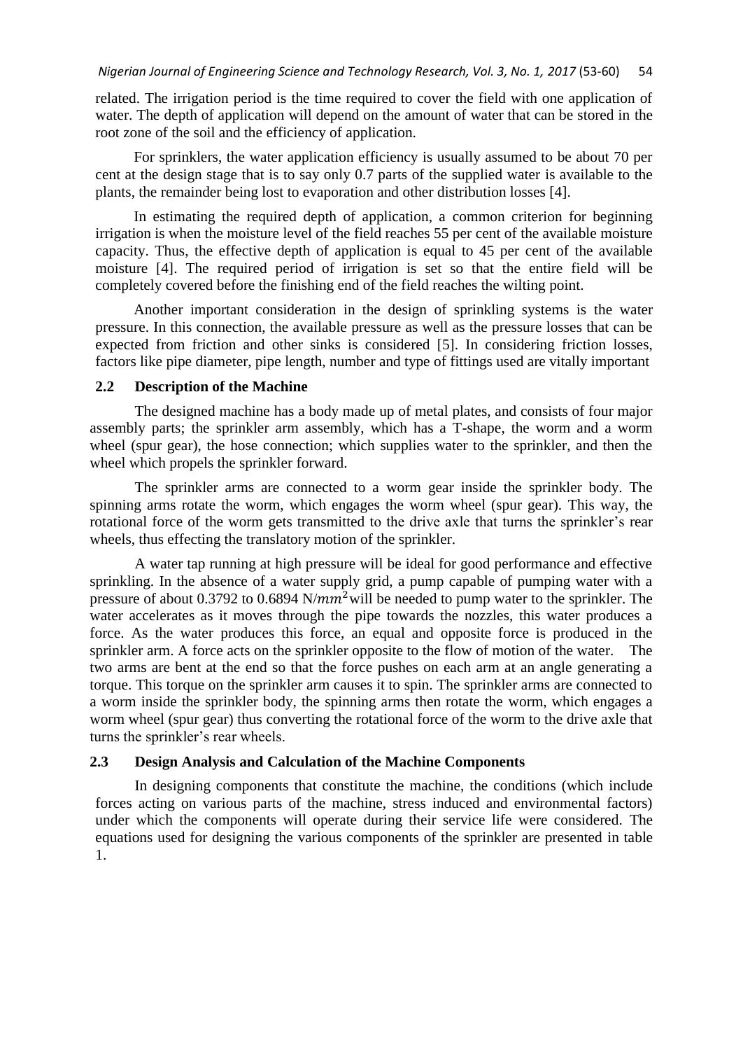related. The irrigation period is the time required to cover the field with one application of water. The depth of application will depend on the amount of water that can be stored in the root zone of the soil and the efficiency of application.

For sprinklers, the water application efficiency is usually assumed to be about 70 per cent at the design stage that is to say only 0.7 parts of the supplied water is available to the plants, the remainder being lost to evaporation and other distribution losses [4].

In estimating the required depth of application, a common criterion for beginning irrigation is when the moisture level of the field reaches 55 per cent of the available moisture capacity. Thus, the effective depth of application is equal to 45 per cent of the available moisture [4]. The required period of irrigation is set so that the entire field will be completely covered before the finishing end of the field reaches the wilting point.

Another important consideration in the design of sprinkling systems is the water pressure. In this connection, the available pressure as well as the pressure losses that can be expected from friction and other sinks is considered [5]. In considering friction losses, factors like pipe diameter, pipe length, number and type of fittings used are vitally important

## 2.2 Description of the Machine

The designed machine has a body made up of metal plates, and consists of four major assembly parts; the sprinkler arm assembly, which has a T-shape, the worm and a worm wheel (spur gear), the hose connection; which supplies water to the sprinkler, and then the wheel which propels the sprinkler forward.

The sprinkler arms are connected to a worm gear inside the sprinkler body. The spinning arms rotate the worm, which engages the worm wheel (spur gear). This way, the rotational force of the worm gets transmitted to the drive axle that turns the sprinkler's rear wheels, thus effecting the translatory motion of the sprinkler.

A water tap running at high pressure will be ideal for good performance and effective sprinkling. In the absence of a water supply grid, a pump capable of pumping water with a pressure of about 0.3792 to 0.6894 N/$mm^2$ will be needed to pump water to the sprinkler. The water accelerates as it moves through the pipe towards the nozzles, this water produces a force. As the water produces this force, an equal and opposite force is produced in the sprinkler arm. A force acts on the sprinkler opposite to the flow of motion of the water. The two arms are bent at the end so that the force pushes on each arm at an angle generating a torque. This torque on the sprinkler arm causes it to spin. The sprinkler arms are connected to a worm inside the sprinkler body, the spinning arms then rotate the worm, which engages a worm wheel (spur gear) thus converting the rotational force of the worm to the drive axle that turns the sprinkler's rear wheels.

## 2.3 Design Analysis and Calculation of the Machine Components

In designing components that constitute the machine, the conditions (which include forces acting on various parts of the machine, stress induced and environmental factors) under which the components will operate during their service life were considered. The equations used for designing the various components of the sprinkler are presented in table 1.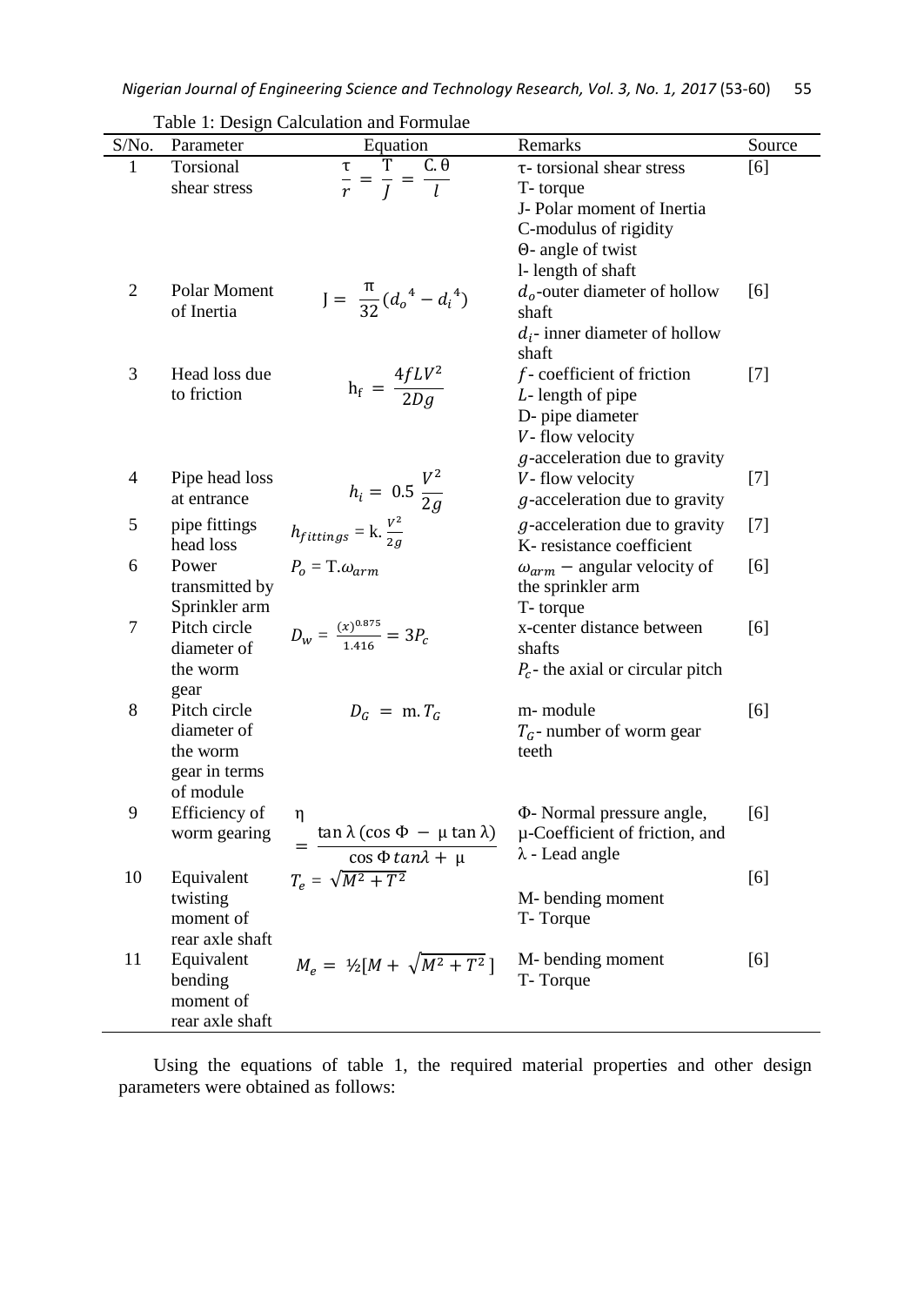Table 1: Design Calculation and Formulae

| S/No. | Parameter | Equation | Remarks | Source |
|---|---|---|---|---|
| 1 | Torsional shear stress | $\frac{\tau}{r} = \frac{T}{J} = \frac{C.\theta}{l}$ | τ- torsional shear stress<br>T- torque<br>J- Polar moment of Inertia<br>C-modulus of rigidity<br>Θ- angle of twist<br>l- length of shaft | [6] |
| 2 | Polar Moment of Inertia | $J = \frac{\pi}{32}(d_o{}^4 - d_i{}^4)$ | $d_o$-outer diameter of hollow shaft<br>$d_i$- inner diameter of hollow shaft | [6] |
| 3 | Head loss due to friction | $h_f = \frac{4fLV^2}{2Dg}$ | $f$- coefficient of friction<br>$L$- length of pipe<br>D- pipe diameter<br>$V$- flow velocity<br>$g$-acceleration due to gravity | [7] |
| 4 | Pipe head loss at entrance | $h_i = 0.5\frac{V^2}{2g}$ | $V$- flow velocity<br>$g$-acceleration due to gravity | [7] |
| 5 | pipe fittings head loss | $h_{fittings} = k.\frac{V^2}{2g}$ | $g$-acceleration due to gravity<br>K- resistance coefficient | [7] |
| 6 | Power transmitted by Sprinkler arm | $P_o = T.\omega_{arm}$ | $\omega_{arm}$ – angular velocity of the sprinkler arm<br>T- torque | [6] |
| 7 | Pitch circle diameter of the worm gear | $D_w = \frac{(x)^{0.875}}{1.416} = 3P_c$ | x-center distance between shafts<br>$P_c$- the axial or circular pitch | [6] |
| 8 | Pitch circle diameter of the worm gear in terms of module | $D_G = m.T_G$ | m- module<br>$T_G$- number of worm gear teeth | [6] |
| 9 | Efficiency of worm gearing | $\eta = \frac{\tan\lambda(\cos\Phi - \mu\tan\lambda)}{\cos\Phi\tan\lambda + \mu}$ | Φ- Normal pressure angle,<br>μ-Coefficient of friction, and<br>λ - Lead angle | [6] |
| 10 | Equivalent twisting moment of rear axle shaft | $T_e = \sqrt{M^2 + T^2}$ | M- bending moment<br>T- Torque | [6] |
| 11 | Equivalent bending moment of rear axle shaft | $M_e = ½[M + \sqrt{M^2 + T^2}]$ | M- bending moment<br>T- Torque | [6] |

Using the equations of table 1, the required material properties and other design parameters were obtained as follows: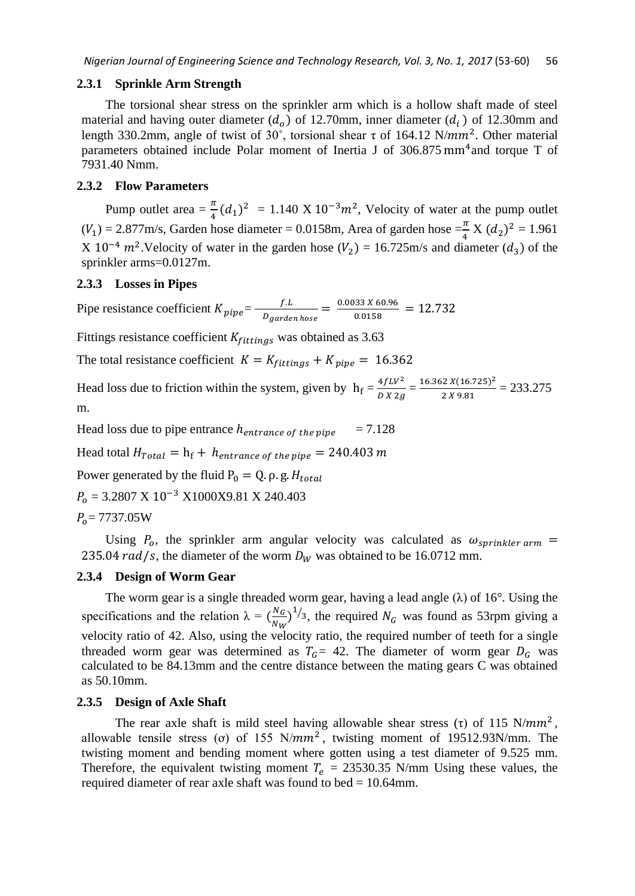### 2.3.1 Sprinkle Arm Strength

The torsional shear stress on the sprinkler arm which is a hollow shaft made of steel material and having outer diameter ($d_o$) of 12.70mm, inner diameter ($d_i$) of 12.30mm and length 330.2mm, angle of twist of 30˚, torsional shear τ of 164.12 N/$mm^2$. Other material parameters obtained include Polar moment of Inertia J of 306.875 $mm^4$ and torque T of 7931.40 Nmm.

### 2.3.2 Flow Parameters

Pump outlet area = $\frac{\pi}{4}(d_1)^2$ = 1.140 X $10^{-3}m^2$, Velocity of water at the pump outlet ($V_1$) = 2.877m/s, Garden hose diameter = 0.0158m, Area of garden hose =$\frac{\pi}{4}$ X $(d_2)^2$ = 1.961 X $10^{-4}$ $m^2$.Velocity of water in the garden hose ($V_2$) = 16.725m/s and diameter ($d_3$) of the sprinkler arms=0.0127m.

### 2.3.3 Losses in Pipes

Pipe resistance coefficient $K_{pipe} = \frac{f.L}{D_{garden\,hose}} = \frac{0.0033\,X\,60.96}{0.0158} = 12.732$

Fittings resistance coefficient $K_{fittings}$ was obtained as 3.63

The total resistance coefficient $K = K_{fittings} + K_{pipe} = 16.362$

Head loss due to friction within the system, given by $\mathrm{h_f} = \frac{4fLV^2}{D\,X\,2g} = \frac{16.362\,X(16.725)^2}{2\,X\,9.81}$ = 233.275 m.

Head loss due to pipe entrance $h_{entrance\ of\ the\ pipe}$ = 7.128

Head total $H_{Total} = \mathrm{h_f} + h_{entrance\ of\ the\ pipe} = 240.403\ m$

Power generated by the fluid $\mathrm{P_0 = Q.\rho.g.}H_{total}$

$P_o$ = 3.2807 X $10^{-3}$ X1000X9.81 X 240.403

$P_o$= 7737.05W

Using $P_o$, the sprinkler arm angular velocity was calculated as $\omega_{sprinkler\ arm} = 235.04\ rad/s$, the diameter of the worm $D_W$ was obtained to be 16.0712 mm.

### 2.3.4 Design of Worm Gear

The worm gear is a single threaded worm gear, having a lead angle (λ) of 16°. Using the specifications and the relation $\lambda = (\frac{N_G}{N_W})^{1/3}$, the required $N_G$ was found as 53rpm giving a velocity ratio of 42. Also, using the velocity ratio, the required number of teeth for a single threaded worm gear was determined as $T_G$= 42. The diameter of worm gear $D_G$ was calculated to be 84.13mm and the centre distance between the mating gears C was obtained as 50.10mm.

### 2.3.5 Design of Axle Shaft

The rear axle shaft is mild steel having allowable shear stress (τ) of 115 N/$mm^2$, allowable tensile stress (ơ) of 155 N/$mm^2$, twisting moment of 19512.93N/mm. The twisting moment and bending moment where gotten using a test diameter of 9.525 mm. Therefore, the equivalent twisting moment $T_e$ = 23530.35 N/mm Using these values, the required diameter of rear axle shaft was found to bed = 10.64mm.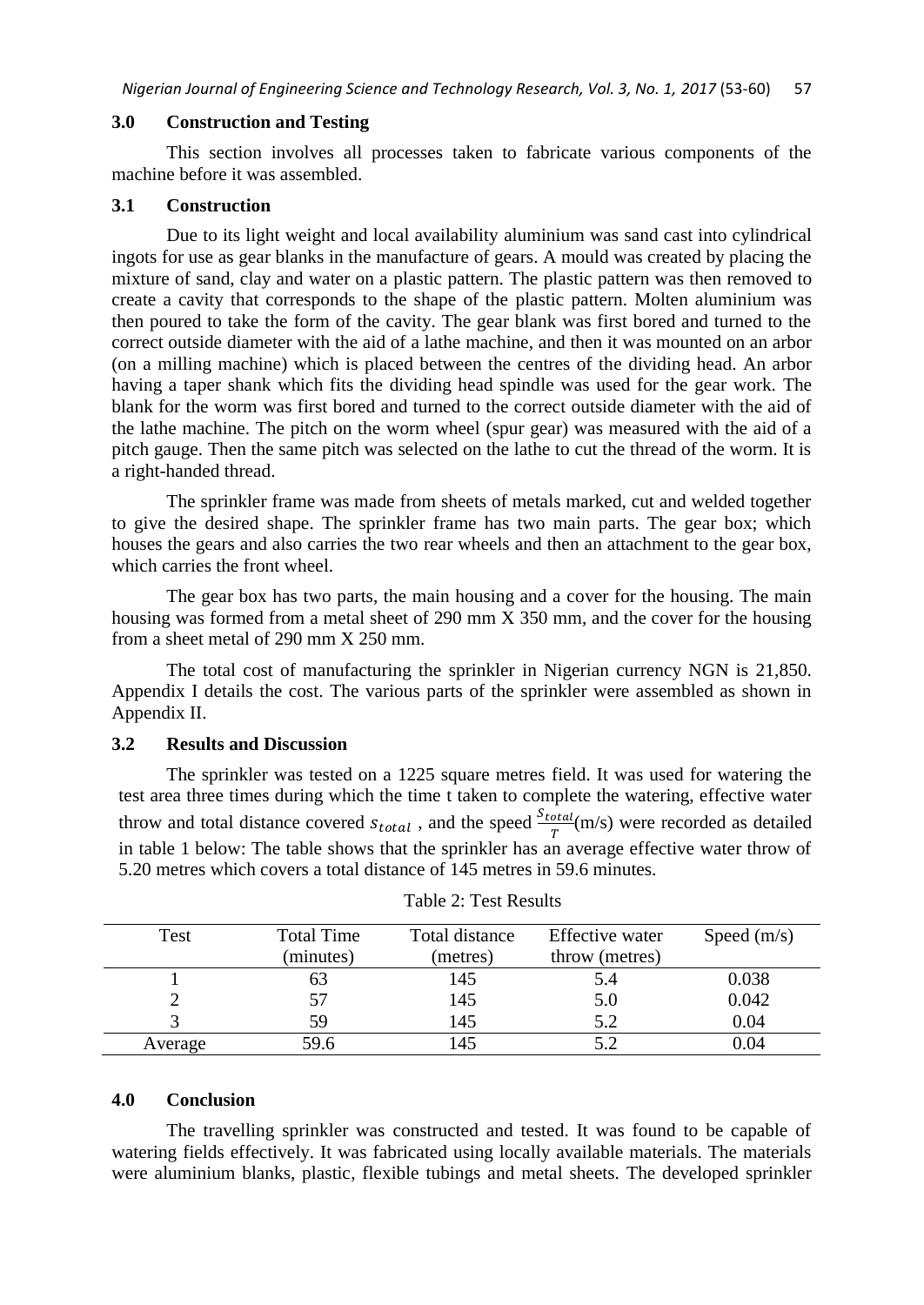## 3.0 Construction and Testing

This section involves all processes taken to fabricate various components of the machine before it was assembled.

### 3.1 Construction

Due to its light weight and local availability aluminium was sand cast into cylindrical ingots for use as gear blanks in the manufacture of gears. A mould was created by placing the mixture of sand, clay and water on a plastic pattern. The plastic pattern was then removed to create a cavity that corresponds to the shape of the plastic pattern. Molten aluminium was then poured to take the form of the cavity. The gear blank was first bored and turned to the correct outside diameter with the aid of a lathe machine, and then it was mounted on an arbor (on a milling machine) which is placed between the centres of the dividing head. An arbor having a taper shank which fits the dividing head spindle was used for the gear work. The blank for the worm was first bored and turned to the correct outside diameter with the aid of the lathe machine. The pitch on the worm wheel (spur gear) was measured with the aid of a pitch gauge. Then the same pitch was selected on the lathe to cut the thread of the worm. It is a right-handed thread.

The sprinkler frame was made from sheets of metals marked, cut and welded together to give the desired shape. The sprinkler frame has two main parts. The gear box; which houses the gears and also carries the two rear wheels and then an attachment to the gear box, which carries the front wheel.

The gear box has two parts, the main housing and a cover for the housing. The main housing was formed from a metal sheet of 290 mm X 350 mm, and the cover for the housing from a sheet metal of 290 mm X 250 mm.

The total cost of manufacturing the sprinkler in Nigerian currency NGN is 21,850. Appendix I details the cost. The various parts of the sprinkler were assembled as shown in Appendix II.

### 3.2 Results and Discussion

The sprinkler was tested on a 1225 square metres field. It was used for watering the test area three times during which the time t taken to complete the watering, effective water throw and total distance covered $s_{total}$ , and the speed $\frac{s_{total}}{T}$(m/s) were recorded as detailed in table 1 below: The table shows that the sprinkler has an average effective water throw of 5.20 metres which covers a total distance of 145 metres in 59.6 minutes.

Table 2: Test Results

| Test | Total Time (minutes) | Total distance (metres) | Effective water throw (metres) | Speed (m/s) |
|---|---|---|---|---|
| 1 | 63 | 145 | 5.4 | 0.038 |
| 2 | 57 | 145 | 5.0 | 0.042 |
| 3 | 59 | 145 | 5.2 | 0.04 |
| Average | 59.6 | 145 | 5.2 | 0.04 |

## 4.0 Conclusion

The travelling sprinkler was constructed and tested. It was found to be capable of watering fields effectively. It was fabricated using locally available materials. The materials were aluminium blanks, plastic, flexible tubings and metal sheets. The developed sprinkler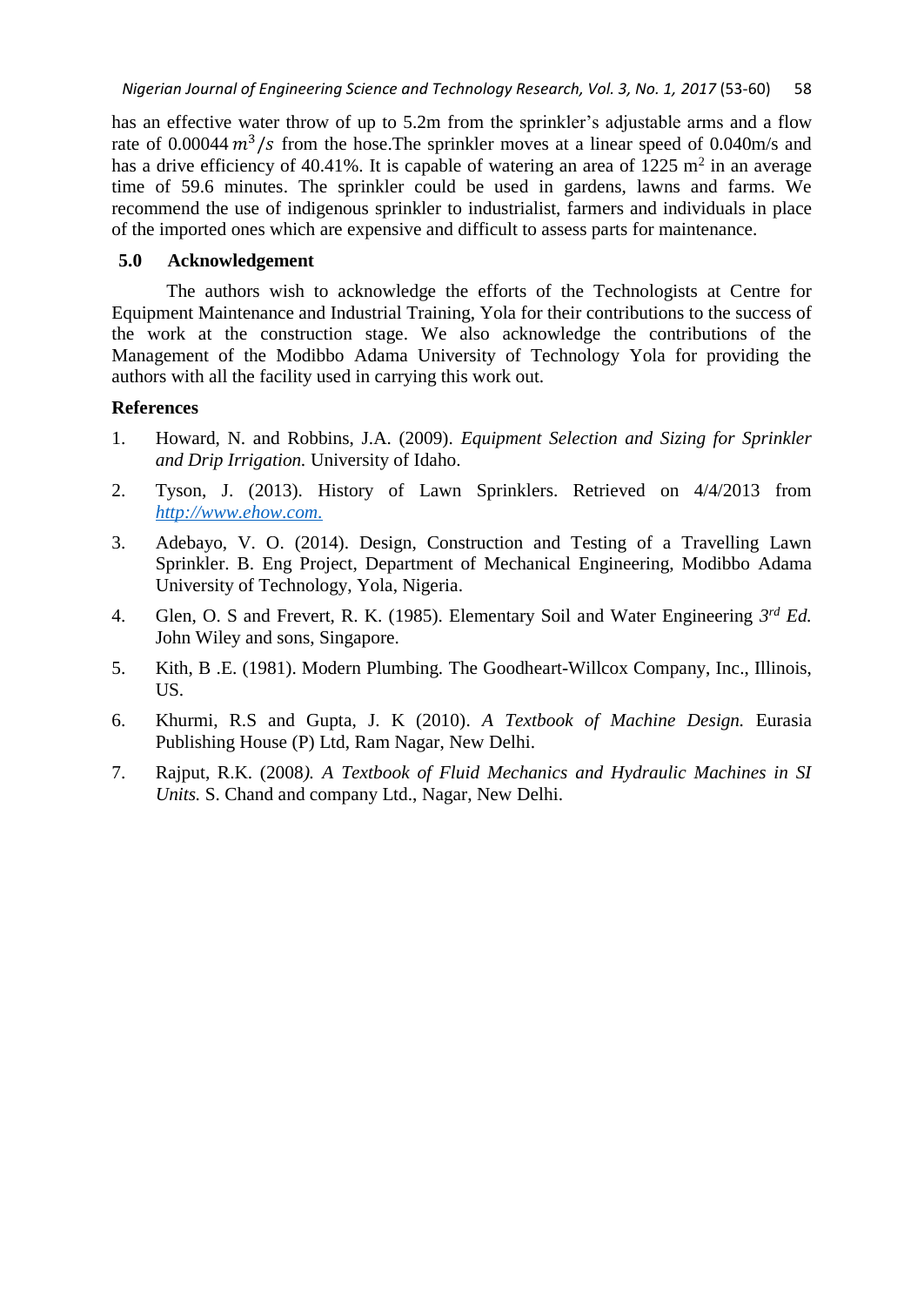has an effective water throw of up to 5.2m from the sprinkler's adjustable arms and a flow rate of 0.00044 $m^3/s$ from the hose.The sprinkler moves at a linear speed of 0.040m/s and has a drive efficiency of 40.41%. It is capable of watering an area of 1225 $m^2$ in an average time of 59.6 minutes. The sprinkler could be used in gardens, lawns and farms. We recommend the use of indigenous sprinkler to industrialist, farmers and individuals in place of the imported ones which are expensive and difficult to assess parts for maintenance.

## 5.0 Acknowledgement

The authors wish to acknowledge the efforts of the Technologists at Centre for Equipment Maintenance and Industrial Training, Yola for their contributions to the success of the work at the construction stage. We also acknowledge the contributions of the Management of the Modibbo Adama University of Technology Yola for providing the authors with all the facility used in carrying this work out.

## References

1. Howard, N. and Robbins, J.A. (2009). *Equipment Selection and Sizing for Sprinkler and Drip Irrigation.* University of Idaho.
2. Tyson, J. (2013). History of Lawn Sprinklers. Retrieved on 4/4/2013 from http://www.ehow.com.
3. Adebayo, V. O. (2014). Design, Construction and Testing of a Travelling Lawn Sprinkler. B. Eng Project, Department of Mechanical Engineering, Modibbo Adama University of Technology, Yola, Nigeria.
4. Glen, O. S and Frevert, R. K. (1985). Elementary Soil and Water Engineering *3rd Ed.* John Wiley and sons, Singapore.
5. Kith, B .E. (1981). Modern Plumbing. The Goodheart-Willcox Company, Inc., Illinois, US.
6. Khurmi, R.S and Gupta, J. K (2010). *A Textbook of Machine Design.* Eurasia Publishing House (P) Ltd, Ram Nagar, New Delhi.
7. Rajput, R.K. (2008*). A Textbook of Fluid Mechanics and Hydraulic Machines in SI Units.* S. Chand and company Ltd., Nagar, New Delhi.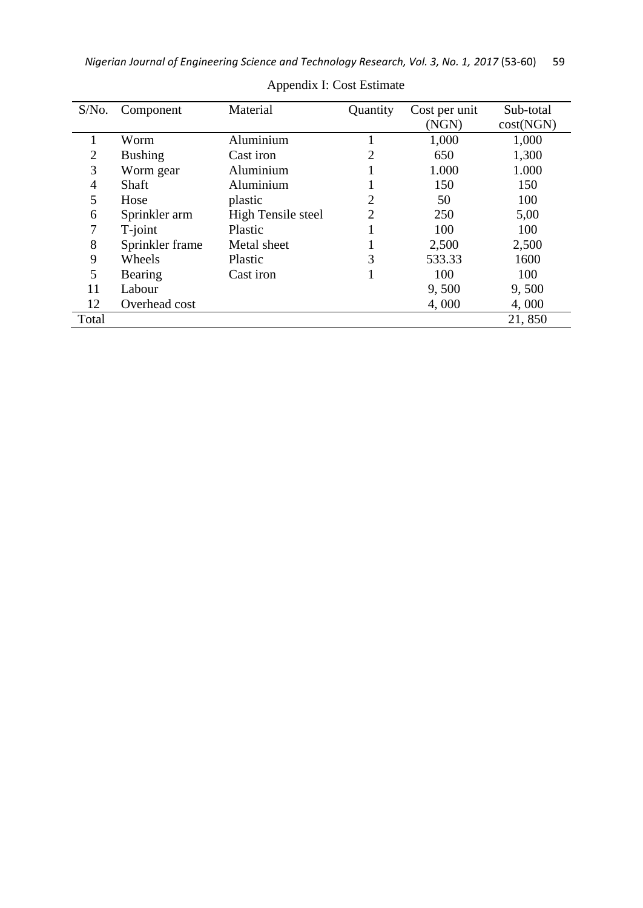Appendix I: Cost Estimate

| S/No. | Component | Material | Quantity | Cost per unit (NGN) | Sub-total cost(NGN) |
|---|---|---|---|---|---|
| 1 | Worm | Aluminium | 1 | 1,000 | 1,000 |
| 2 | Bushing | Cast iron | 2 | 650 | 1,300 |
| 3 | Worm gear | Aluminium | 1 | 1.000 | 1.000 |
| 4 | Shaft | Aluminium | 1 | 150 | 150 |
| 5 | Hose | plastic | 2 | 50 | 100 |
| 6 | Sprinkler arm | High Tensile steel | 2 | 250 | 5,00 |
| 7 | T-joint | Plastic | 1 | 100 | 100 |
| 8 | Sprinkler frame | Metal sheet | 1 | 2,500 | 2,500 |
| 9 | Wheels | Plastic | 3 | 533.33 | 1600 |
| 5 | Bearing | Cast iron | 1 | 100 | 100 |
| 11 | Labour | | | 9, 500 | 9, 500 |
| 12 | Overhead cost | | | 4, 000 | 4, 000 |
| Total | | | | | 21, 850 |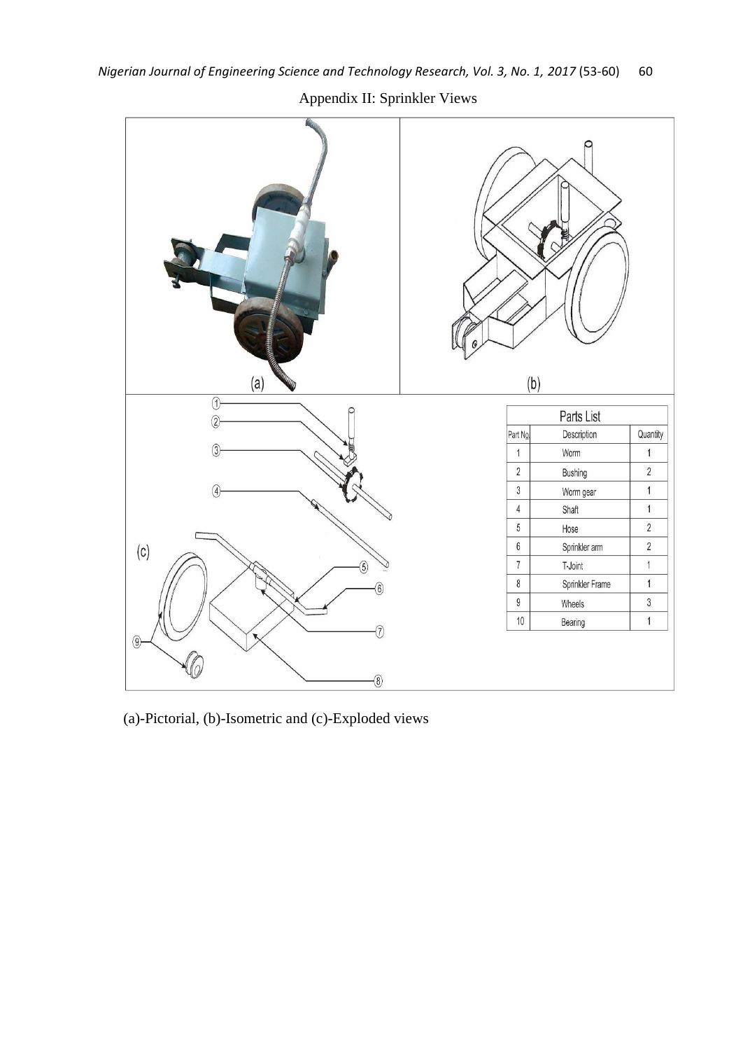## Appendix II: Sprinkler Views

(a)

(b)

(c)

| Parts List | | |
|---|---|---|
| Part No. | Description | Quantity |
| 1 | Worm | 1 |
| 2 | Bushing | 2 |
| 3 | Worm gear | 1 |
| 4 | Shaft | 1 |
| 5 | Hose | 2 |
| 6 | Sprinkler arm | 2 |
| 7 | T-Joint | 1 |
| 8 | Sprinkler Frame | 1 |
| 9 | Wheels | 3 |
| 10 | Bearing | 1 |

(a)-Pictorial, (b)-Isometric and (c)-Exploded views